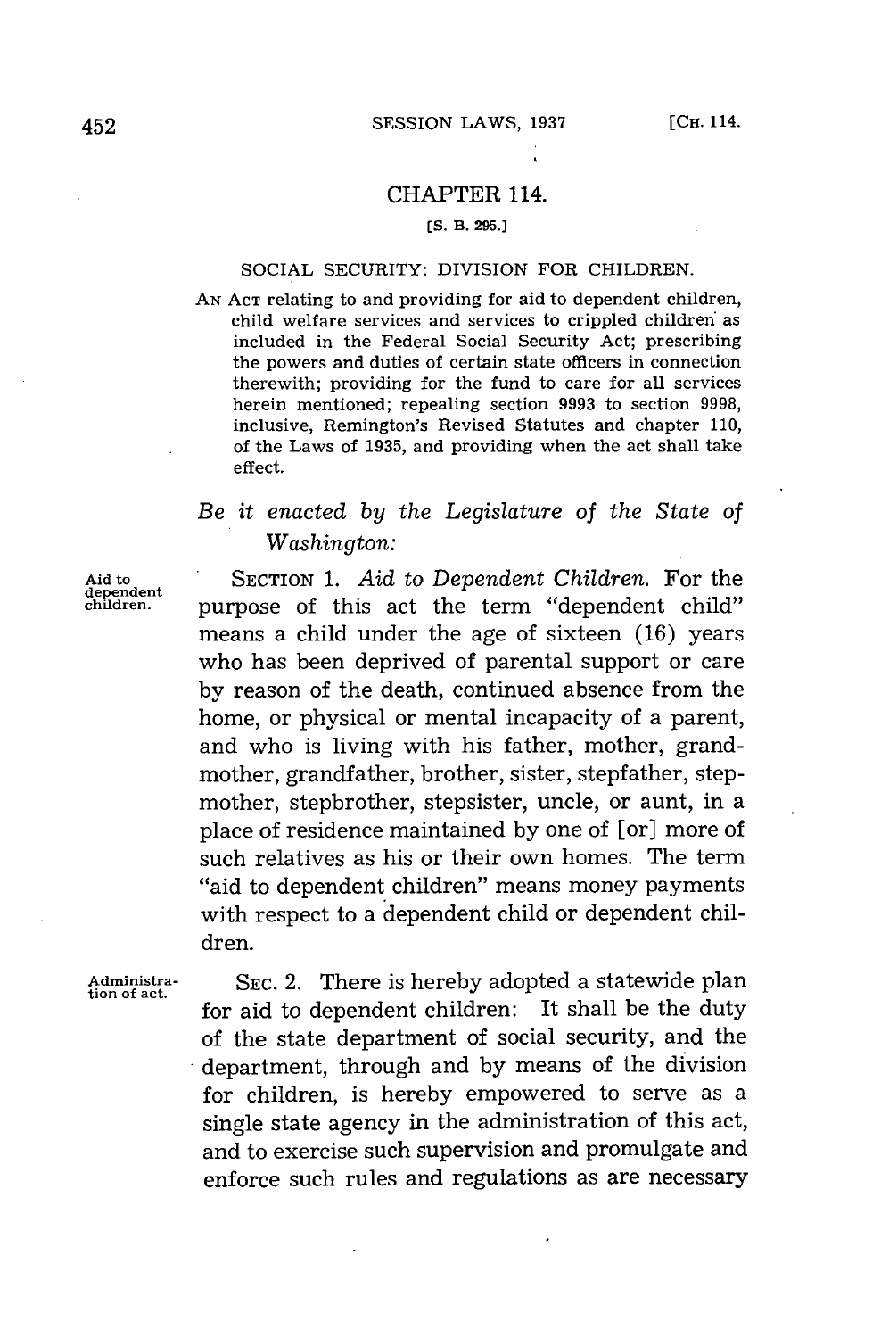# CHAPTER 114.

[S. B. 295.]

## SOCIAL SECURITY: DIVISION FOR CHILDREN.

AN ACT relating to and providing for aid to dependent children, child welfare services and services to crippled children as included in the Federal Social Security Act; prescribing the powers and duties of certain state officers in connection therewith; providing for the fund to care for all services herein mentioned; repealing section 9993 to section 9998, inclusive, Remington's Revised Statutes and chapter 110, of the Laws of 1935, and providing when the act shall take effect.

*Be it enacted by the Legislature of the State of Washington:*

Aid to dependent children.

SECTION 1. *Aid to Dependent Children.* For the purpose of this act the term "dependent child" means a child under the age of sixteen (16) years who has been deprived of parental support or care by reason of the death, continued absence from the home, or physical or mental incapacity of a parent, and who is living with his father, mother, grandmother, grandfather, brother, sister, stepfather, stepmother, stepbrother, stepsister, uncle, or aunt, in a place of residence maintained by one of [or] more of such relatives as his or their own homes. The term "aid to dependent children" means money payments with respect to a dependent child or dependent children.

Administration of act.

SEC. 2. There is hereby adopted a statewide plan for aid to dependent children: It shall be the duty of the state department of social security, and the department, through and by means of the division for children, is hereby empowered to serve as a single state agency in the administration of this act, and to exercise such supervision and promulgate and enforce such rules and regulations as are necessary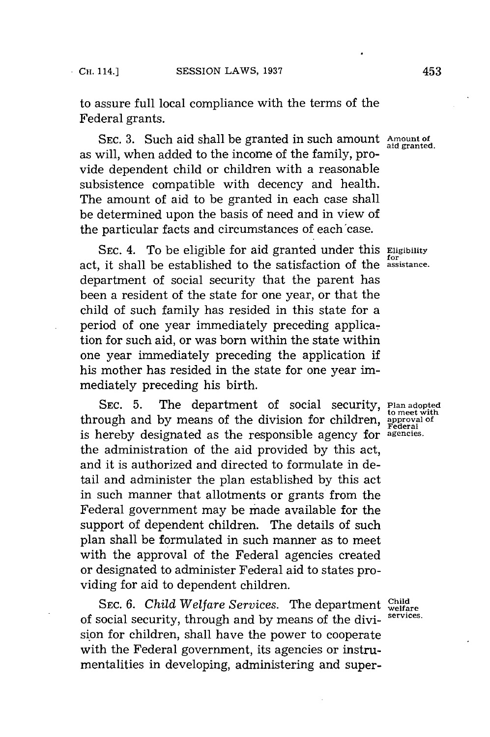to assure full local compliance with the terms of the Federal grants.

SEC. 3. Such aid shall be granted in such amount as will, when added to the income of the family, provide dependent child or children with a reasonable subsistence compatible with decency and health. The amount of aid to be granted in each case shall be determined upon the basis of need and in view of the particular facts and circumstances of each case.

Amount of aid granted.

SEC. 4. To be eligible for aid granted under this act, it shall be established to the satisfaction of the department of social security that the parent has been a resident of the state for one year, or that the child of such family has resided in this state for a period of one year immediately preceding application for such aid, or was born within the state within one year immediately preceding the application if his mother has resided in the state for one year immediately preceding his birth.

Eligibility for assistance.

SEC. 5. The department of social security, through and by means of the division for children, is hereby designated as the responsible agency for the administration of the aid provided by this act, and it is authorized and directed to formulate in detail and administer the plan established by this act in such manner that allotments or grants from the Federal government may be made available for the support of dependent children. The details of such plan shall be formulated in such manner as to meet with the approval of the Federal agencies created or designated to administer Federal aid to states providing for aid to dependent children.

Plan adopted to meet with approval of Federal agencies.

SEC. 6. *Child Welfare Services.* The department of social security, through and by means of the division for children, shall have the power to cooperate with the Federal government, its agencies or instrumentalities in developing, administering and super-

Child welfare services.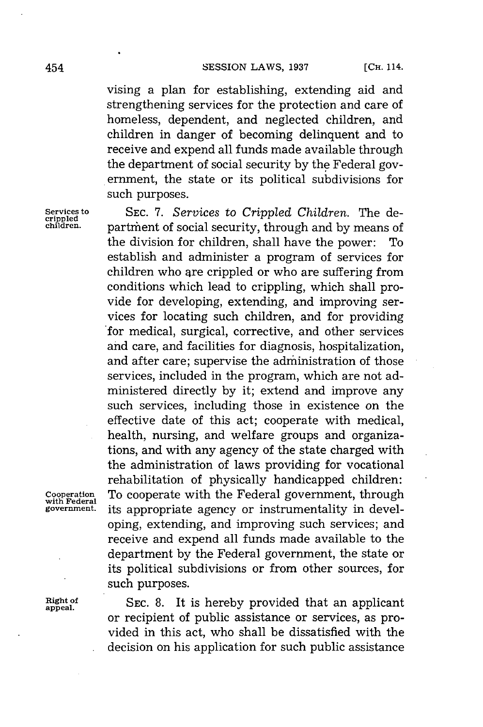vising a plan for establishing, extending aid and strengthening services for the protection and care of homeless, dependent, and neglected children, and children in danger of becoming delinquent and to receive and expend all funds made available through the department of social security by the Federal government, the state or its political subdivisions for such purposes.

Services to crippled children.

SEC. 7. *Services to Crippled Children.* The department of social security, through and by means of the division for children, shall have the power: To establish and administer a program of services for children who are crippled or who are suffering from conditions which lead to crippling, which shall provide for developing, extending, and improving services for locating such children, and for providing for medical, surgical, corrective, and other services and care, and facilities for diagnosis, hospitalization, and after care; supervise the administration of those services, included in the program, which are not administered directly by it; extend and improve any such services, including those in existence on the effective date of this act; cooperate with medical, health, nursing, and welfare groups and organizations, and with any agency of the state charged with the administration of laws providing for vocational rehabilitation of physically handicapped children: To cooperate with the Federal government, through its appropriate agency or instrumentality in developing, extending, and improving such services; and receive and expend all funds made available to the department by the Federal government, the state or its political subdivisions or from other sources, for such purposes.

Cooperation with Federal government.

Right of appeal.

SEC. 8. It is hereby provided that an applicant or recipient of public assistance or services, as provided in this act, who shall be dissatisfied with the decision on his application for such public assistance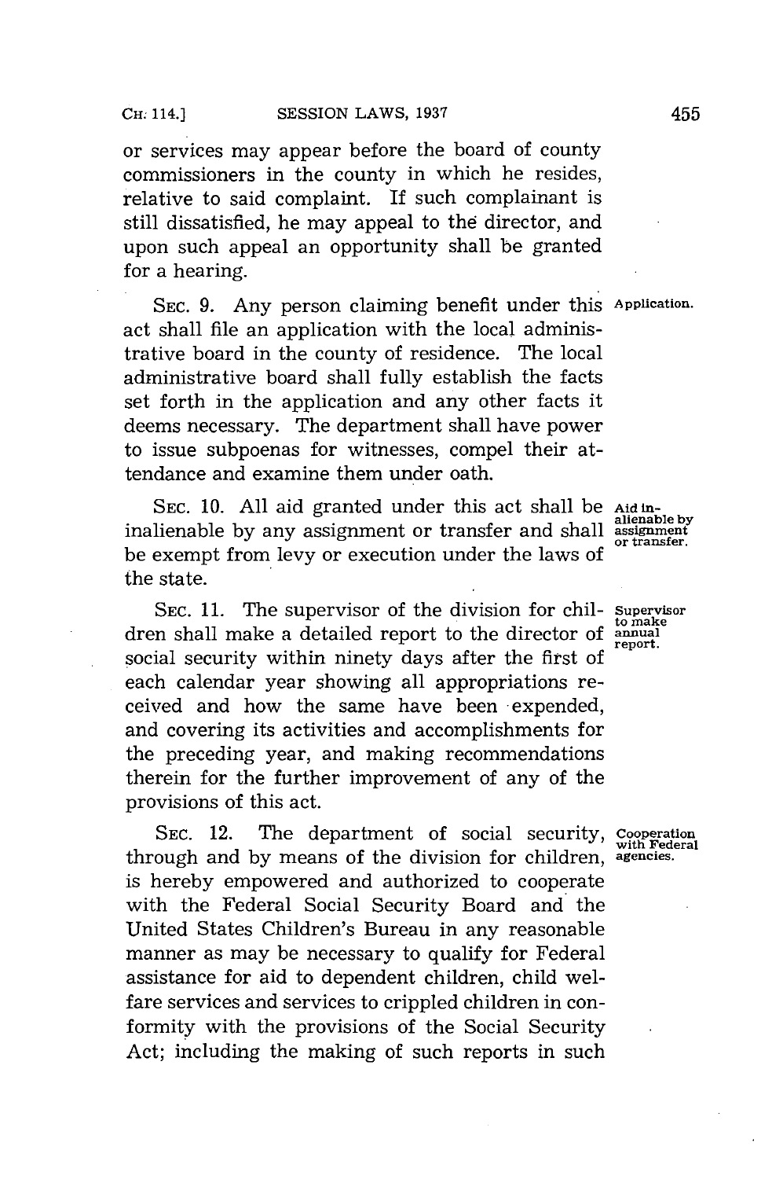or services may appear before the board of county commissioners in the county in which he resides, relative to said complaint. If such complainant is still dissatisfied, he may appeal to the director, and upon such appeal an opportunity shall be granted for a hearing.

**Application.** SEC. 9. Any person claiming benefit under this act shall file an application with the local administrative board in the county of residence. The local administrative board shall fully establish the facts set forth in the application and any other facts it deems necessary. The department shall have power to issue subpoenas for witnesses, compel their attendance and examine them under oath.

**Aid inalienable by assignment or transfer.** SEC. 10. All aid granted under this act shall be inalienable by any assignment or transfer and shall be exempt from levy or execution under the laws of the state.

**Supervisor to make annual report.** SEC. 11. The supervisor of the division for children shall make a detailed report to the director of social security within ninety days after the first of each calendar year showing all appropriations received and how the same have been expended, and covering its activities and accomplishments for the preceding year, and making recommendations therein for the further improvement of any of the provisions of this act.

**Cooperation with Federal agencies.** SEC. 12. The department of social security, through and by means of the division for children, is hereby empowered and authorized to cooperate with the Federal Social Security Board and the United States Children's Bureau in any reasonable manner as may be necessary to qualify for Federal assistance for aid to dependent children, child welfare services and services to crippled children in conformity with the provisions of the Social Security Act; including the making of such reports in such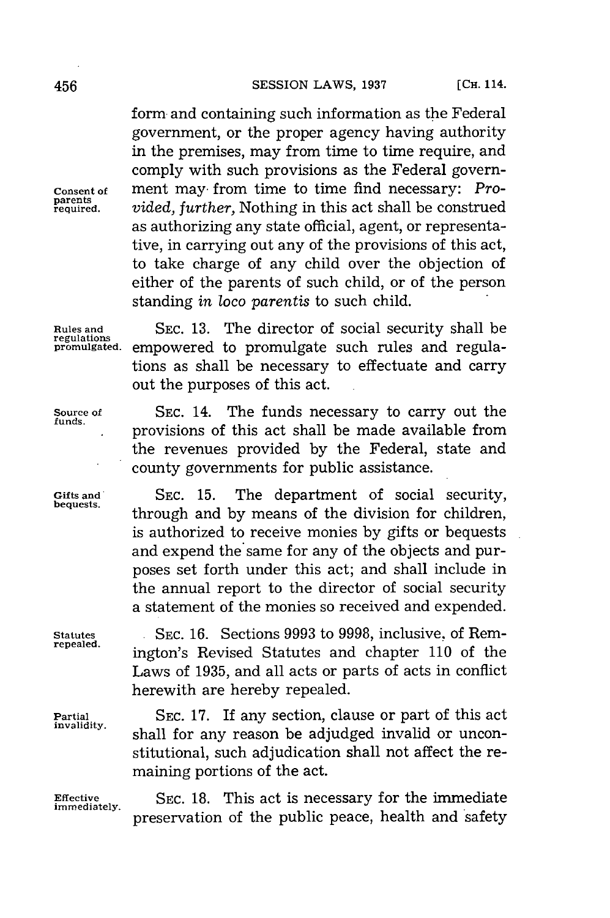form and containing such information as the Federal government, or the proper agency having authority in the premises, may from time to time require, and comply with such provisions as the Federal government may from time to time find necessary: *Provided, further,* Nothing in this act shall be construed as authorizing any state official, agent, or representative, in carrying out any of the provisions of this act, to take charge of any child over the objection of either of the parents of such child, or of the person standing *in loco parentis* to such child.

Consent of parents required.

Rules and regulations promulgated.

SEC. 13. The director of social security shall be empowered to promulgate such rules and regulations as shall be necessary to effectuate and carry out the purposes of this act.

Source of funds.

SEC. 14. The funds necessary to carry out the provisions of this act shall be made available from the revenues provided by the Federal, state and county governments for public assistance.

Gifts and bequests.

SEC. 15. The department of social security, through and by means of the division for children, is authorized to receive monies by gifts or bequests and expend the same for any of the objects and purposes set forth under this act; and shall include in the annual report to the director of social security a statement of the monies so received and expended.

Statutes repealed.

SEC. 16. Sections 9993 to 9998, inclusive, of Remington's Revised Statutes and chapter 110 of the Laws of 1935, and all acts or parts of acts in conflict herewith are hereby repealed.

Partial invalidity.

SEC. 17. If any section, clause or part of this act shall for any reason be adjudged invalid or unconstitutional, such adjudication shall not affect the remaining portions of the act.

Effective immediately.

SEC. 18. This act is necessary for the immediate preservation of the public peace, health and safety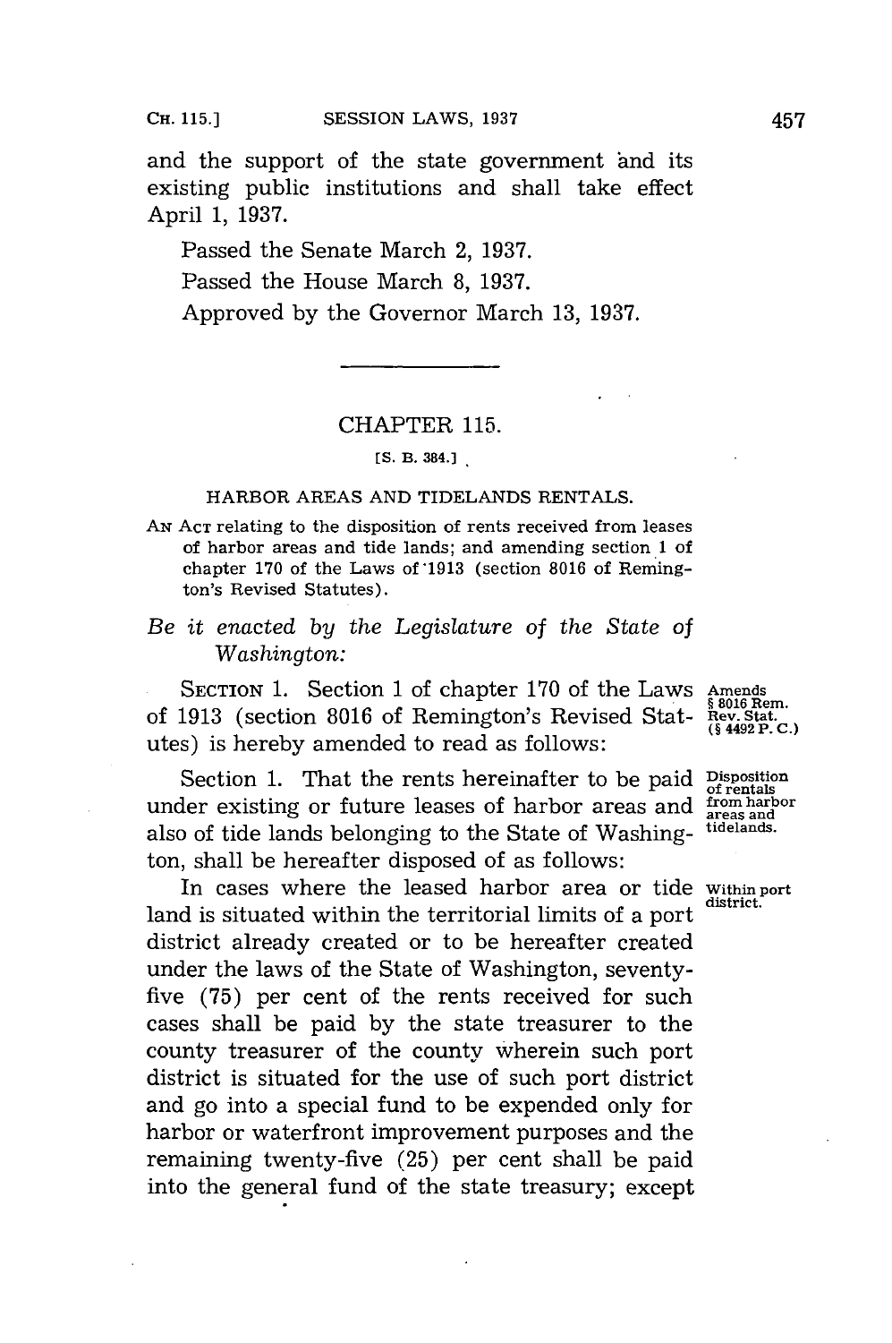and the support of the state government and its existing public institutions and shall take effect April 1, 1937.

Passed the Senate March 2, 1937.

Passed the House March 8, 1937.

Approved by the Governor March 13, 1937.

## CHAPTER 115.

[S. B. 384.]

### HARBOR AREAS AND TIDELANDS RENTALS.

AN ACT relating to the disposition of rents received from leases of harbor areas and tide lands; and amending section 1 of chapter 170 of the Laws of 1913 (section 8016 of Remington's Revised Statutes).

*Be it enacted by the Legislature of the State of Washington:*

SECTION 1. Section 1 of chapter 170 of the Laws of 1913 (section 8016 of Remington's Revised Statutes) is hereby amended to read as follows:

Amends § 8016 Rem. Rev. Stat. (§ 4492 P. C.)

Section 1. That the rents hereinafter to be paid under existing or future leases of harbor areas and also of tide lands belonging to the State of Washington, shall be hereafter disposed of as follows:

Disposition of rentals from harbor areas and tidelands.

In cases where the leased harbor area or tide land is situated within the territorial limits of a port district already created or to be hereafter created under the laws of the State of Washington, seventy-five (75) per cent of the rents received for such cases shall be paid by the state treasurer to the county treasurer of the county wherein such port district is situated for the use of such port district and go into a special fund to be expended only for harbor or waterfront improvement purposes and the remaining twenty-five (25) per cent shall be paid into the general fund of the state treasury; except

Within port district.